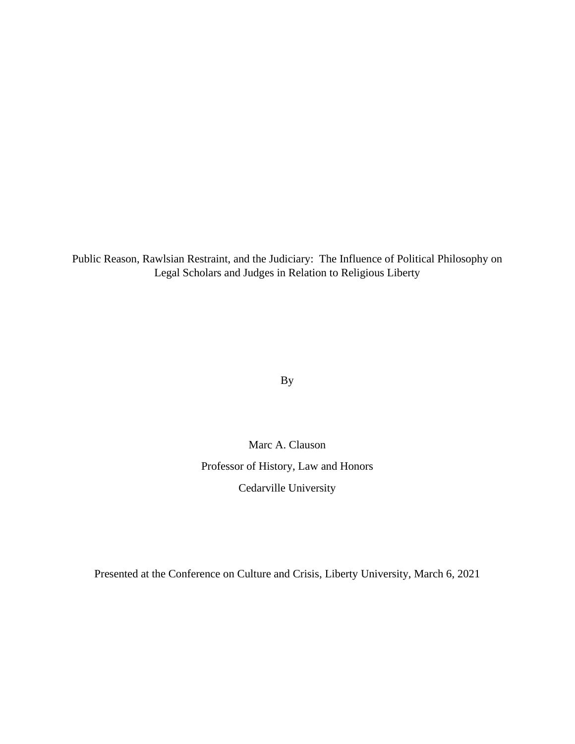# Public Reason, Rawlsian Restraint, and the Judiciary: The Influence of Political Philosophy on Legal Scholars and Judges in Relation to Religious Liberty

By

Marc A. Clauson

Professor of History, Law and Honors

Cedarville University

Presented at the Conference on Culture and Crisis, Liberty University, March 6, 2021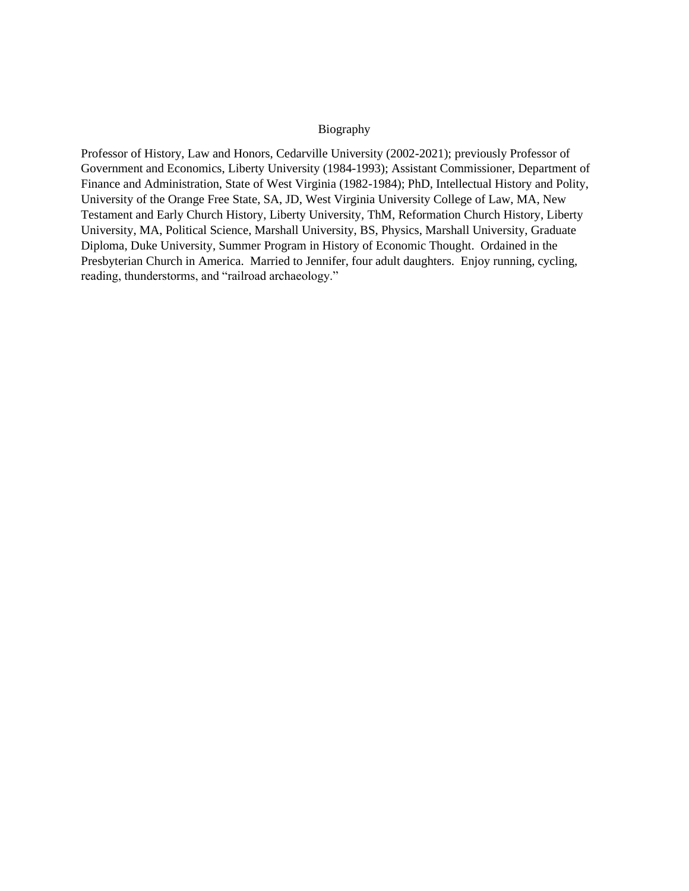# Biography

Professor of History, Law and Honors, Cedarville University (2002-2021); previously Professor of Government and Economics, Liberty University (1984-1993); Assistant Commissioner, Department of Finance and Administration, State of West Virginia (1982-1984); PhD, Intellectual History and Polity, University of the Orange Free State, SA, JD, West Virginia University College of Law, MA, New Testament and Early Church History, Liberty University, ThM, Reformation Church History, Liberty University, MA, Political Science, Marshall University, BS, Physics, Marshall University, Graduate Diploma, Duke University, Summer Program in History of Economic Thought. Ordained in the Presbyterian Church in America. Married to Jennifer, four adult daughters. Enjoy running, cycling, reading, thunderstorms, and "railroad archaeology."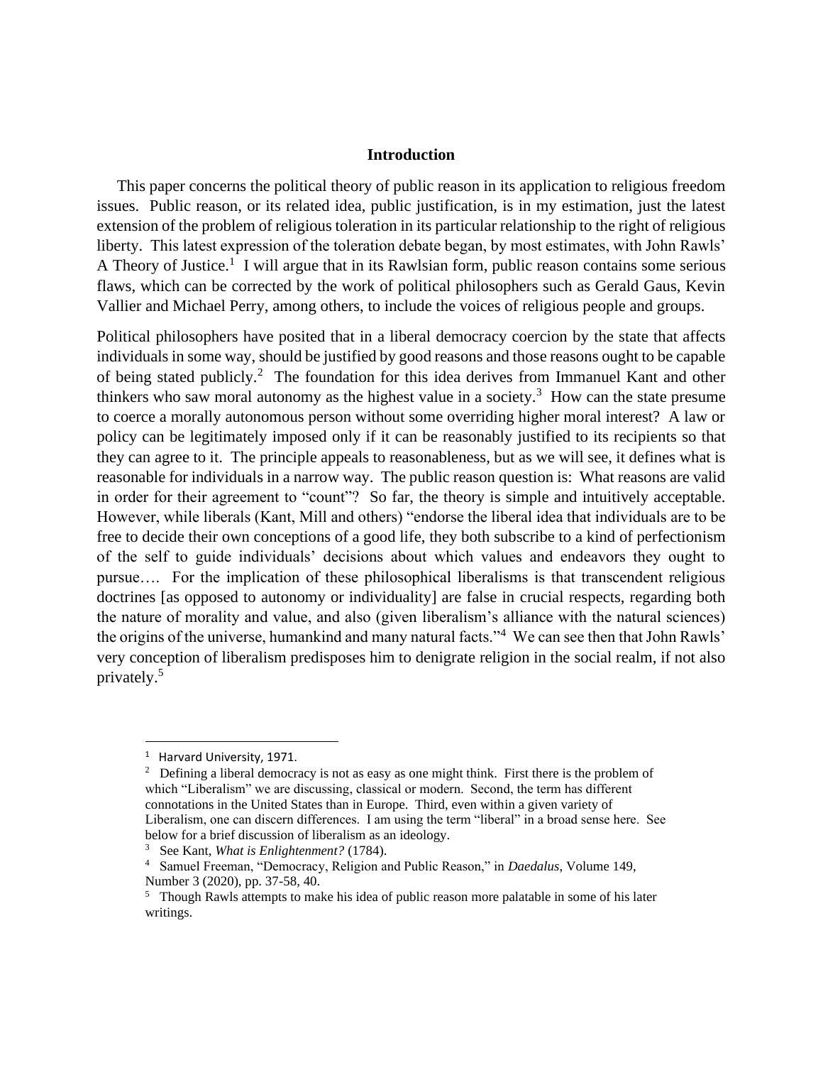## Introduction

This paper concerns the political theory of public reason in its application to religious freedom issues. Public reason, or its related idea, public justification, is in my estimation, just the latest extension of the problem of religious toleration in its particular relationship to the right of religious liberty. This latest expression of the toleration debate began, by most estimates, with John Rawls' A Theory of Justice.[1] I will argue that in its Rawlsian form, public reason contains some serious flaws, which can be corrected by the work of political philosophers such as Gerald Gaus, Kevin Vallier and Michael Perry, among others, to include the voices of religious people and groups.

Political philosophers have posited that in a liberal democracy coercion by the state that affects individuals in some way, should be justified by good reasons and those reasons ought to be capable of being stated publicly.[2] The foundation for this idea derives from Immanuel Kant and other thinkers who saw moral autonomy as the highest value in a society.[3] How can the state presume to coerce a morally autonomous person without some overriding higher moral interest? A law or policy can be legitimately imposed only if it can be reasonably justified to its recipients so that they can agree to it. The principle appeals to reasonableness, but as we will see, it defines what is reasonable for individuals in a narrow way. The public reason question is: What reasons are valid in order for their agreement to "count"? So far, the theory is simple and intuitively acceptable. However, while liberals (Kant, Mill and others) "endorse the liberal idea that individuals are to be free to decide their own conceptions of a good life, they both subscribe to a kind of perfectionism of the self to guide individuals' decisions about which values and endeavors they ought to pursue…. For the implication of these philosophical liberalisms is that transcendent religious doctrines [as opposed to autonomy or individuality] are false in crucial respects, regarding both the nature of morality and value, and also (given liberalism's alliance with the natural sciences) the origins of the universe, humankind and many natural facts."[4] We can see then that John Rawls' very conception of liberalism predisposes him to denigrate religion in the social realm, if not also privately.[5]

---

[1] Harvard University, 1971.

[2] Defining a liberal democracy is not as easy as one might think. First there is the problem of which "Liberalism" we are discussing, classical or modern. Second, the term has different connotations in the United States than in Europe. Third, even within a given variety of Liberalism, one can discern differences. I am using the term "liberal" in a broad sense here. See below for a brief discussion of liberalism as an ideology.

[3] See Kant, *What is Enlightenment?* (1784).

[4] Samuel Freeman, "Democracy, Religion and Public Reason," in *Daedalus,* Volume 149, Number 3 (2020), pp. 37-58, 40.

[5] Though Rawls attempts to make his idea of public reason more palatable in some of his later writings.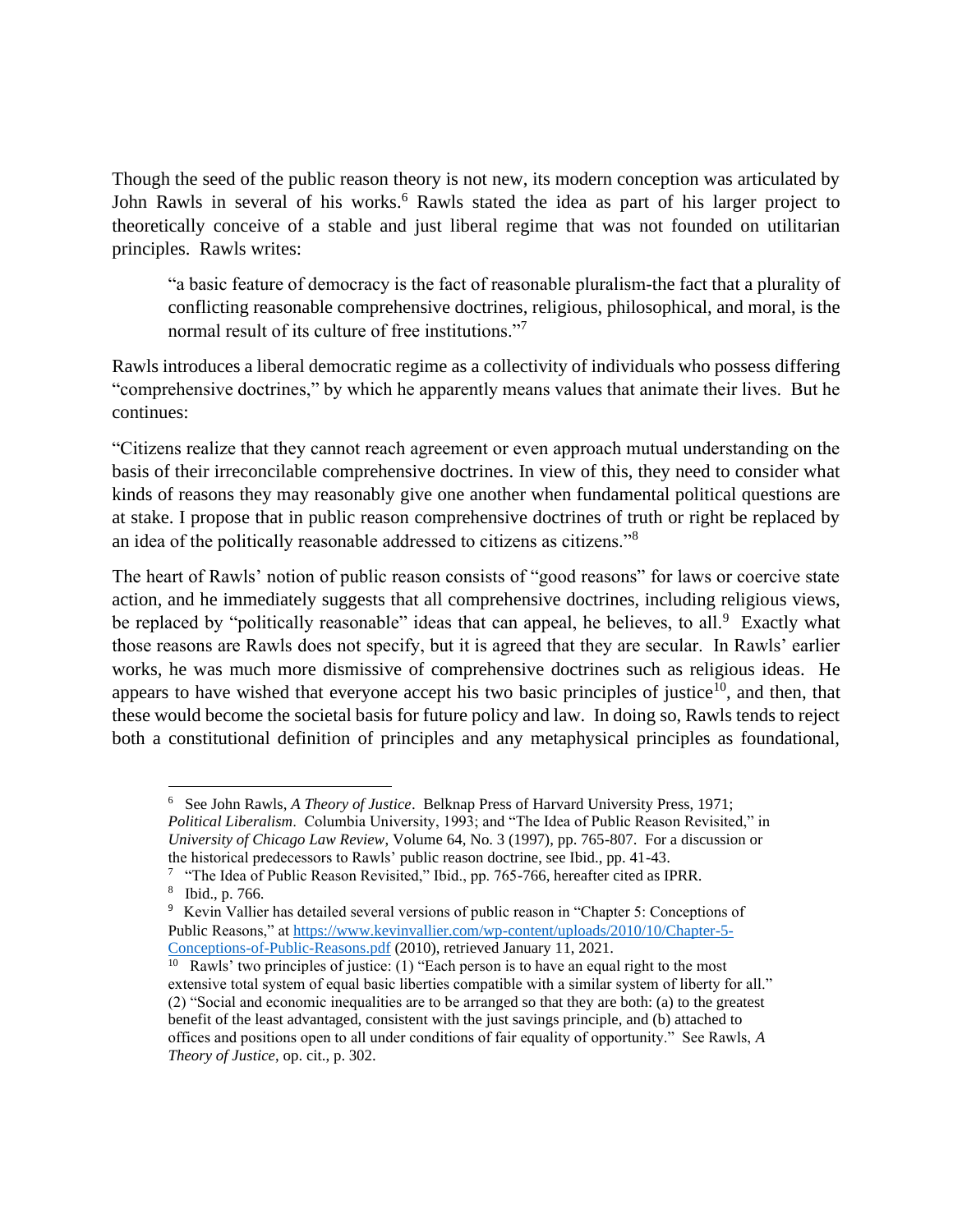Though the seed of the public reason theory is not new, its modern conception was articulated by John Rawls in several of his works.[6] Rawls stated the idea as part of his larger project to theoretically conceive of a stable and just liberal regime that was not founded on utilitarian principles. Rawls writes:

> "a basic feature of democracy is the fact of reasonable pluralism-the fact that a plurality of conflicting reasonable comprehensive doctrines, religious, philosophical, and moral, is the normal result of its culture of free institutions."[7]

Rawls introduces a liberal democratic regime as a collectivity of individuals who possess differing "comprehensive doctrines," by which he apparently means values that animate their lives. But he continues:

"Citizens realize that they cannot reach agreement or even approach mutual understanding on the basis of their irreconcilable comprehensive doctrines. In view of this, they need to consider what kinds of reasons they may reasonably give one another when fundamental political questions are at stake. I propose that in public reason comprehensive doctrines of truth or right be replaced by an idea of the politically reasonable addressed to citizens as citizens."[8]

The heart of Rawls' notion of public reason consists of "good reasons" for laws or coercive state action, and he immediately suggests that all comprehensive doctrines, including religious views, be replaced by "politically reasonable" ideas that can appeal, he believes, to all.[9] Exactly what those reasons are Rawls does not specify, but it is agreed that they are secular. In Rawls' earlier works, he was much more dismissive of comprehensive doctrines such as religious ideas. He appears to have wished that everyone accept his two basic principles of justice[10], and then, that these would become the societal basis for future policy and law. In doing so, Rawls tends to reject both a constitutional definition of principles and any metaphysical principles as foundational,

---

[6] See John Rawls, *A Theory of Justice*. Belknap Press of Harvard University Press, 1971; *Political Liberalism*. Columbia University, 1993; and "The Idea of Public Reason Revisited," in *University of Chicago Law Review*, Volume 64, No. 3 (1997), pp. 765-807. For a discussion or the historical predecessors to Rawls' public reason doctrine, see Ibid., pp. 41-43.

[7] "The Idea of Public Reason Revisited," Ibid., pp. 765-766, hereafter cited as IPRR.

[8] Ibid., p. 766.

[9] Kevin Vallier has detailed several versions of public reason in "Chapter 5: Conceptions of Public Reasons," at https://www.kevinvallier.com/wp-content/uploads/2010/10/Chapter-5-Conceptions-of-Public-Reasons.pdf (2010), retrieved January 11, 2021.

[10] Rawls' two principles of justice: (1) "Each person is to have an equal right to the most extensive total system of equal basic liberties compatible with a similar system of liberty for all." (2) "Social and economic inequalities are to be arranged so that they are both: (a) to the greatest benefit of the least advantaged, consistent with the just savings principle, and (b) attached to offices and positions open to all under conditions of fair equality of opportunity." See Rawls, *A Theory of Justice*, op. cit., p. 302.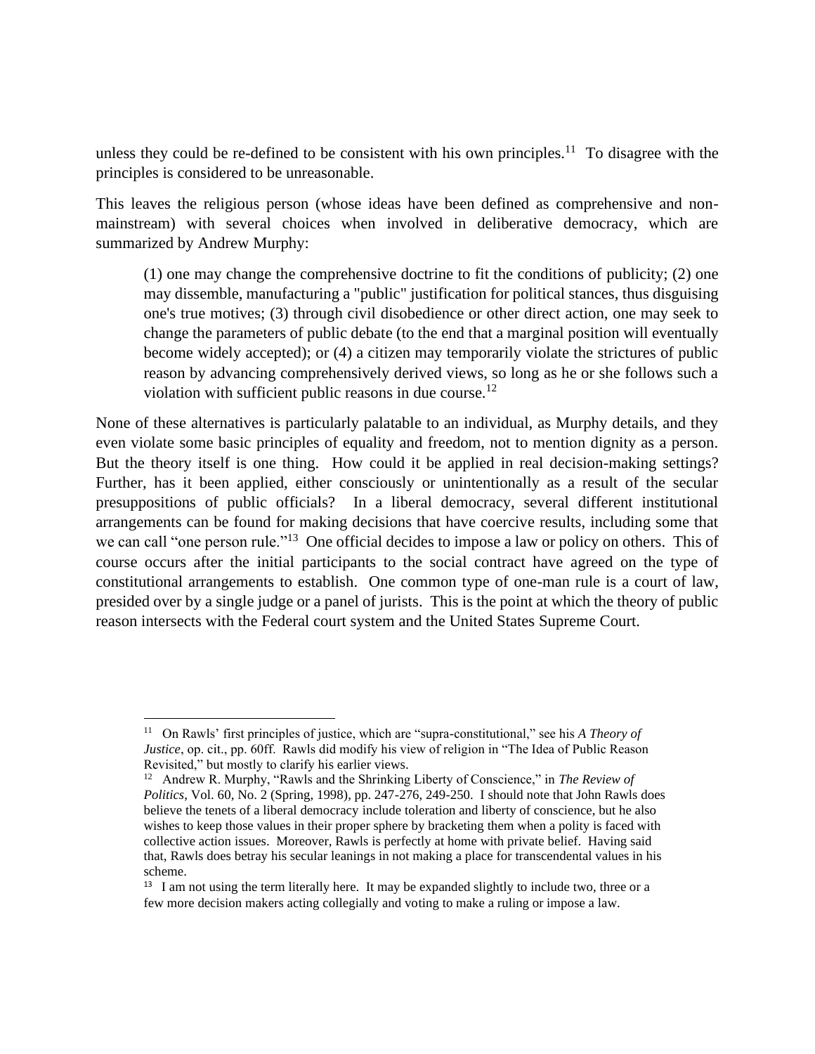unless they could be re-defined to be consistent with his own principles.[11] To disagree with the principles is considered to be unreasonable.

This leaves the religious person (whose ideas have been defined as comprehensive and non-mainstream) with several choices when involved in deliberative democracy, which are summarized by Andrew Murphy:

> (1) one may change the comprehensive doctrine to fit the conditions of publicity; (2) one may dissemble, manufacturing a "public" justification for political stances, thus disguising one's true motives; (3) through civil disobedience or other direct action, one may seek to change the parameters of public debate (to the end that a marginal position will eventually become widely accepted); or (4) a citizen may temporarily violate the strictures of public reason by advancing comprehensively derived views, so long as he or she follows such a violation with sufficient public reasons in due course.[12]

None of these alternatives is particularly palatable to an individual, as Murphy details, and they even violate some basic principles of equality and freedom, not to mention dignity as a person. But the theory itself is one thing. How could it be applied in real decision-making settings? Further, has it been applied, either consciously or unintentionally as a result of the secular presuppositions of public officials? In a liberal democracy, several different institutional arrangements can be found for making decisions that have coercive results, including some that we can call "one person rule."[13] One official decides to impose a law or policy on others. This of course occurs after the initial participants to the social contract have agreed on the type of constitutional arrangements to establish. One common type of one-man rule is a court of law, presided over by a single judge or a panel of jurists. This is the point at which the theory of public reason intersects with the Federal court system and the United States Supreme Court.

---

[11] On Rawls' first principles of justice, which are "supra-constitutional," see his *A Theory of Justice*, op. cit., pp. 60ff. Rawls did modify his view of religion in "The Idea of Public Reason Revisited," but mostly to clarify his earlier views.

[12] Andrew R. Murphy, "Rawls and the Shrinking Liberty of Conscience," in *The Review of Politics*, Vol. 60, No. 2 (Spring, 1998), pp. 247-276, 249-250. I should note that John Rawls does believe the tenets of a liberal democracy include toleration and liberty of conscience, but he also wishes to keep those values in their proper sphere by bracketing them when a polity is faced with collective action issues. Moreover, Rawls is perfectly at home with private belief. Having said that, Rawls does betray his secular leanings in not making a place for transcendental values in his scheme.

[13] I am not using the term literally here. It may be expanded slightly to include two, three or a few more decision makers acting collegially and voting to make a ruling or impose a law.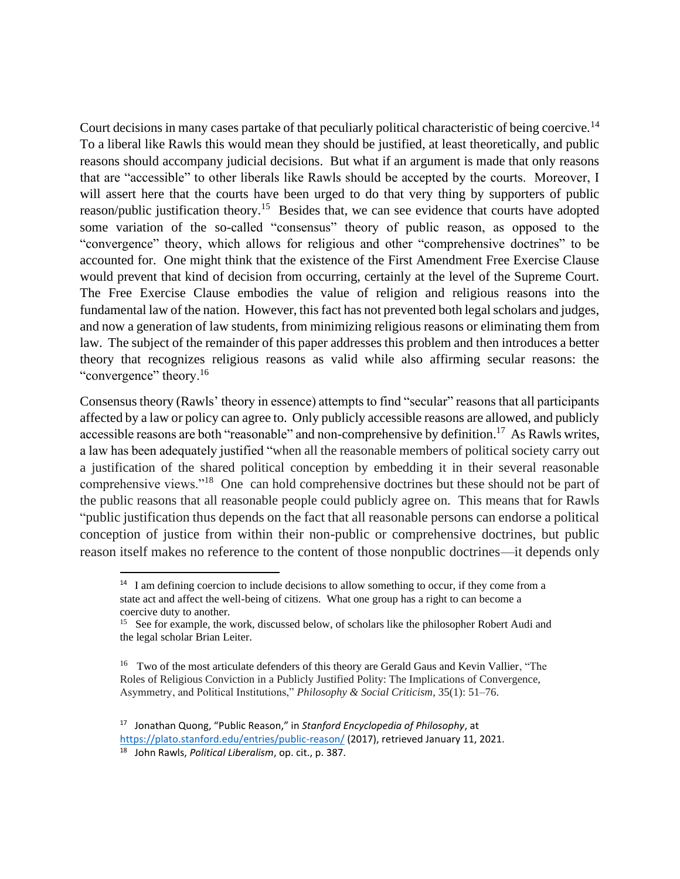Court decisions in many cases partake of that peculiarly political characteristic of being coercive.[14] To a liberal like Rawls this would mean they should be justified, at least theoretically, and public reasons should accompany judicial decisions. But what if an argument is made that only reasons that are "accessible" to other liberals like Rawls should be accepted by the courts. Moreover, I will assert here that the courts have been urged to do that very thing by supporters of public reason/public justification theory.[15] Besides that, we can see evidence that courts have adopted some variation of the so-called "consensus" theory of public reason, as opposed to the "convergence" theory, which allows for religious and other "comprehensive doctrines" to be accounted for. One might think that the existence of the First Amendment Free Exercise Clause would prevent that kind of decision from occurring, certainly at the level of the Supreme Court. The Free Exercise Clause embodies the value of religion and religious reasons into the fundamental law of the nation. However, this fact has not prevented both legal scholars and judges, and now a generation of law students, from minimizing religious reasons or eliminating them from law. The subject of the remainder of this paper addresses this problem and then introduces a better theory that recognizes religious reasons as valid while also affirming secular reasons: the "convergence" theory.[16]

Consensus theory (Rawls' theory in essence) attempts to find "secular" reasons that all participants affected by a law or policy can agree to. Only publicly accessible reasons are allowed, and publicly accessible reasons are both "reasonable" and non-comprehensive by definition.[17] As Rawls writes, a law has been adequately justified "when all the reasonable members of political society carry out a justification of the shared political conception by embedding it in their several reasonable comprehensive views."[18] One can hold comprehensive doctrines but these should not be part of the public reasons that all reasonable people could publicly agree on. This means that for Rawls "public justification thus depends on the fact that all reasonable persons can endorse a political conception of justice from within their non-public or comprehensive doctrines, but public reason itself makes no reference to the content of those nonpublic doctrines—it depends only

---

[14] I am defining coercion to include decisions to allow something to occur, if they come from a state act and affect the well-being of citizens. What one group has a right to can become a coercive duty to another.

[15] See for example, the work, discussed below, of scholars like the philosopher Robert Audi and the legal scholar Brian Leiter.

[16] Two of the most articulate defenders of this theory are Gerald Gaus and Kevin Vallier, "The Roles of Religious Conviction in a Publicly Justified Polity: The Implications of Convergence, Asymmetry, and Political Institutions," *Philosophy & Social Criticism*, 35(1): 51–76.

[17] Jonathan Quong, "Public Reason," in *Stanford Encyclopedia of Philosophy*, at https://plato.stanford.edu/entries/public-reason/ (2017), retrieved January 11, 2021.

[18] John Rawls, *Political Liberalism*, op. cit., p. 387.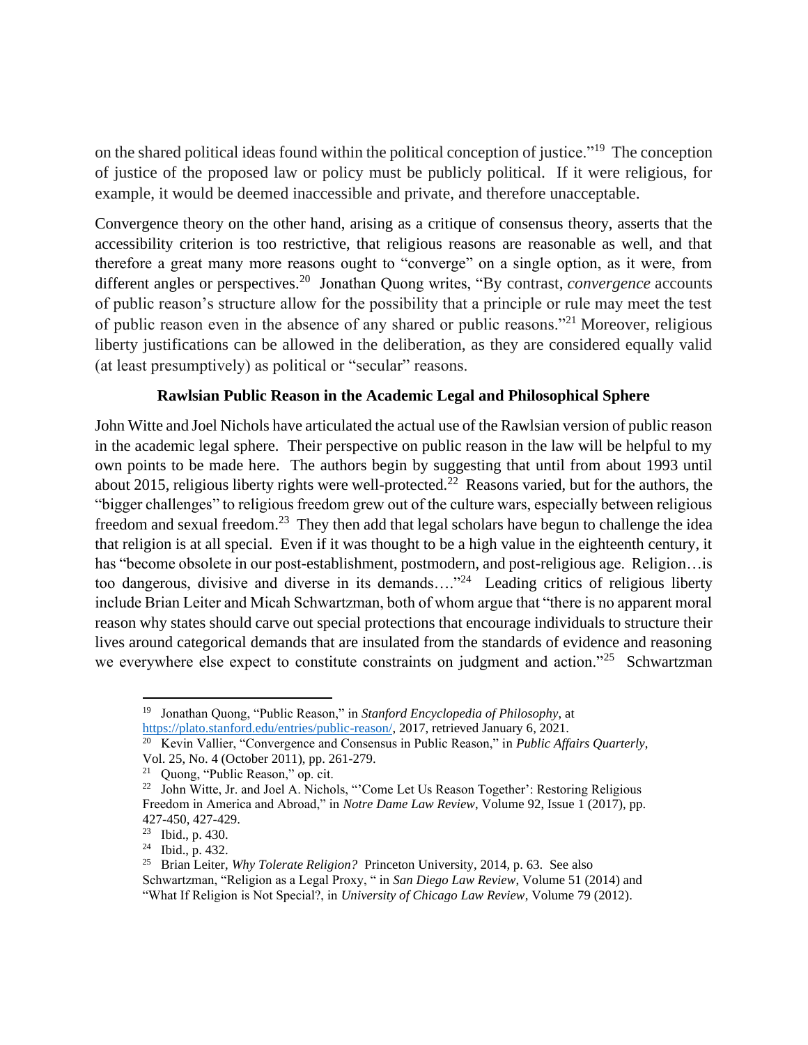on the shared political ideas found within the political conception of justice."[19] The conception of justice of the proposed law or policy must be publicly political. If it were religious, for example, it would be deemed inaccessible and private, and therefore unacceptable.

Convergence theory on the other hand, arising as a critique of consensus theory, asserts that the accessibility criterion is too restrictive, that religious reasons are reasonable as well, and that therefore a great many more reasons ought to "converge" on a single option, as it were, from different angles or perspectives.[20] Jonathan Quong writes, "By contrast, *convergence* accounts of public reason's structure allow for the possibility that a principle or rule may meet the test of public reason even in the absence of any shared or public reasons."[21] Moreover, religious liberty justifications can be allowed in the deliberation, as they are considered equally valid (at least presumptively) as political or "secular" reasons.

**Rawlsian Public Reason in the Academic Legal and Philosophical Sphere**

John Witte and Joel Nichols have articulated the actual use of the Rawlsian version of public reason in the academic legal sphere. Their perspective on public reason in the law will be helpful to my own points to be made here. The authors begin by suggesting that until from about 1993 until about 2015, religious liberty rights were well-protected.[22] Reasons varied, but for the authors, the "bigger challenges" to religious freedom grew out of the culture wars, especially between religious freedom and sexual freedom.[23] They then add that legal scholars have begun to challenge the idea that religion is at all special. Even if it was thought to be a high value in the eighteenth century, it has "become obsolete in our post-establishment, postmodern, and post-religious age. Religion…is too dangerous, divisive and diverse in its demands…."[24] Leading critics of religious liberty include Brian Leiter and Micah Schwartzman, both of whom argue that "there is no apparent moral reason why states should carve out special protections that encourage individuals to structure their lives around categorical demands that are insulated from the standards of evidence and reasoning we everywhere else expect to constitute constraints on judgment and action."[25] Schwartzman

---

[19] Jonathan Quong, "Public Reason," in *Stanford Encyclopedia of Philosophy*, at https://plato.stanford.edu/entries/public-reason/, 2017, retrieved January 6, 2021.

[20] Kevin Vallier, "Convergence and Consensus in Public Reason," in *Public Affairs Quarterly*, Vol. 25, No. 4 (October 2011), pp. 261-279.

[21] Quong, "Public Reason," op. cit.

[22] John Witte, Jr. and Joel A. Nichols, "'Come Let Us Reason Together': Restoring Religious Freedom in America and Abroad," in *Notre Dame Law Review*, Volume 92, Issue 1 (2017), pp. 427-450, 427-429.

[23] Ibid., p. 430.

[24] Ibid., p. 432.

[25] Brian Leiter, *Why Tolerate Religion?* Princeton University, 2014, p. 63. See also Schwartzman, "Religion as a Legal Proxy, " in *San Diego Law Review*, Volume 51 (2014) and "What If Religion is Not Special?, in *University of Chicago Law Review*, Volume 79 (2012).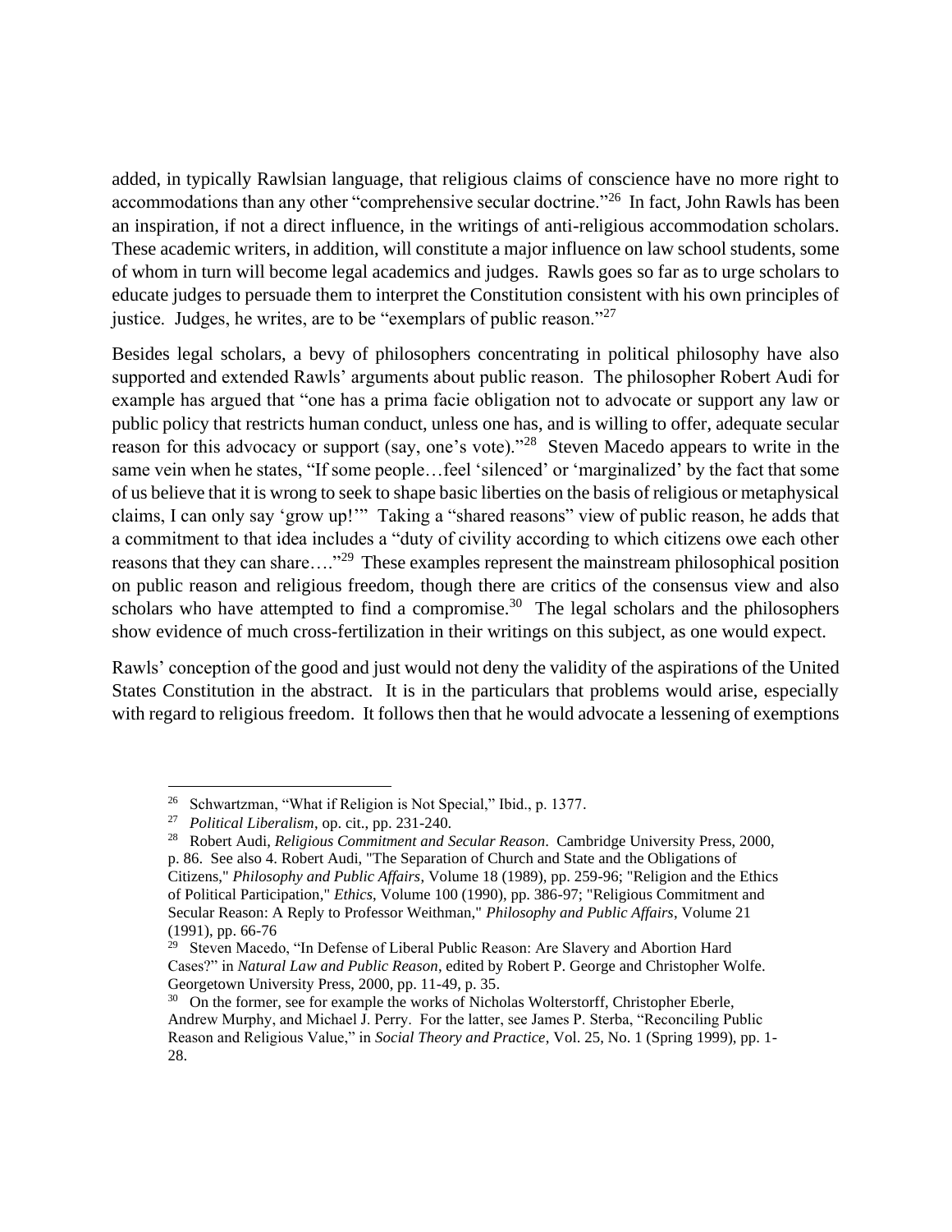added, in typically Rawlsian language, that religious claims of conscience have no more right to accommodations than any other "comprehensive secular doctrine."[26] In fact, John Rawls has been an inspiration, if not a direct influence, in the writings of anti-religious accommodation scholars. These academic writers, in addition, will constitute a major influence on law school students, some of whom in turn will become legal academics and judges. Rawls goes so far as to urge scholars to educate judges to persuade them to interpret the Constitution consistent with his own principles of justice. Judges, he writes, are to be "exemplars of public reason."[27]

Besides legal scholars, a bevy of philosophers concentrating in political philosophy have also supported and extended Rawls' arguments about public reason. The philosopher Robert Audi for example has argued that "one has a prima facie obligation not to advocate or support any law or public policy that restricts human conduct, unless one has, and is willing to offer, adequate secular reason for this advocacy or support (say, one's vote)."[28] Steven Macedo appears to write in the same vein when he states, "If some people…feel 'silenced' or 'marginalized' by the fact that some of us believe that it is wrong to seek to shape basic liberties on the basis of religious or metaphysical claims, I can only say 'grow up!'" Taking a "shared reasons" view of public reason, he adds that a commitment to that idea includes a "duty of civility according to which citizens owe each other reasons that they can share…."[29] These examples represent the mainstream philosophical position on public reason and religious freedom, though there are critics of the consensus view and also scholars who have attempted to find a compromise.[30] The legal scholars and the philosophers show evidence of much cross-fertilization in their writings on this subject, as one would expect.

Rawls' conception of the good and just would not deny the validity of the aspirations of the United States Constitution in the abstract. It is in the particulars that problems would arise, especially with regard to religious freedom. It follows then that he would advocate a lessening of exemptions

---

[26] Schwartzman, "What if Religion is Not Special," Ibid., p. 1377.

[27] *Political Liberalism*, op. cit., pp. 231-240.

[28] Robert Audi, *Religious Commitment and Secular Reason*. Cambridge University Press, 2000, p. 86. See also 4. Robert Audi, "The Separation of Church and State and the Obligations of Citizens," *Philosophy and Public Affairs*, Volume 18 (1989), pp. 259-96; "Religion and the Ethics of Political Participation," *Ethics*, Volume 100 (1990), pp. 386-97; "Religious Commitment and Secular Reason: A Reply to Professor Weithman," *Philosophy and Public Affairs*, Volume 21 (1991), pp. 66-76

[29] Steven Macedo, "In Defense of Liberal Public Reason: Are Slavery and Abortion Hard Cases?" in *Natural Law and Public Reason*, edited by Robert P. George and Christopher Wolfe. Georgetown University Press, 2000, pp. 11-49, p. 35.

[30] On the former, see for example the works of Nicholas Wolterstorff, Christopher Eberle, Andrew Murphy, and Michael J. Perry. For the latter, see James P. Sterba, "Reconciling Public Reason and Religious Value," in *Social Theory and Practice*, Vol. 25, No. 1 (Spring 1999), pp. 1-28.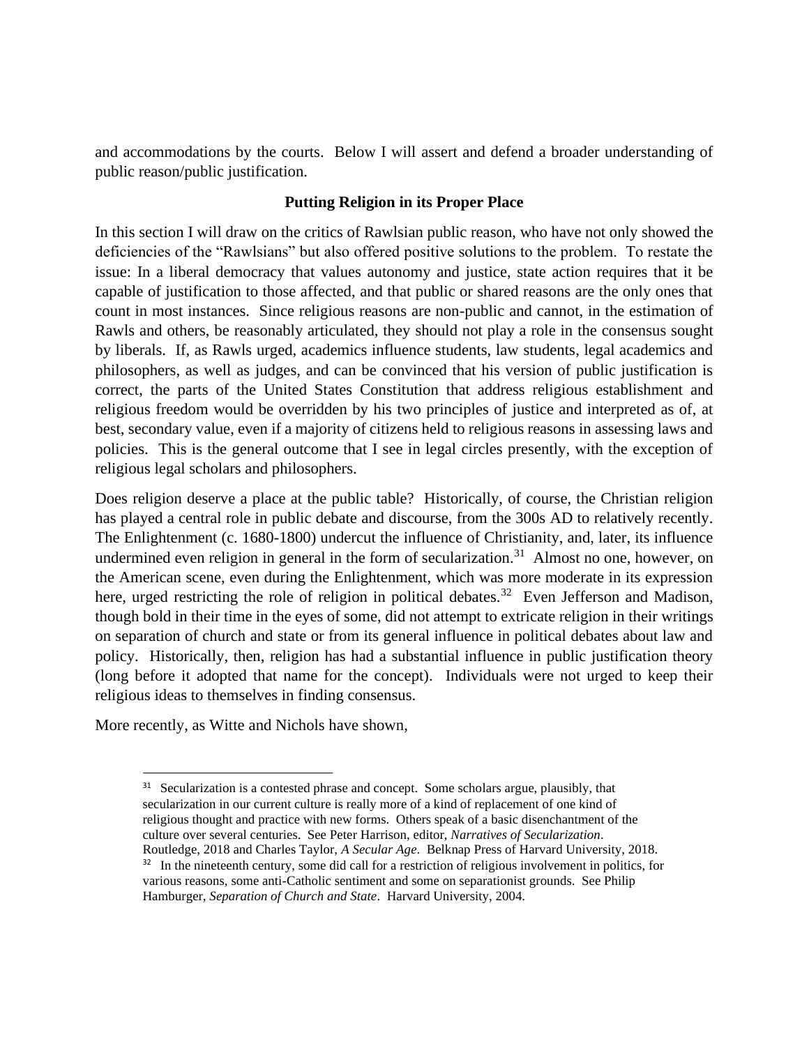and accommodations by the courts. Below I will assert and defend a broader understanding of public reason/public justification.

## Putting Religion in its Proper Place

In this section I will draw on the critics of Rawlsian public reason, who have not only showed the deficiencies of the "Rawlsians" but also offered positive solutions to the problem. To restate the issue: In a liberal democracy that values autonomy and justice, state action requires that it be capable of justification to those affected, and that public or shared reasons are the only ones that count in most instances. Since religious reasons are non-public and cannot, in the estimation of Rawls and others, be reasonably articulated, they should not play a role in the consensus sought by liberals. If, as Rawls urged, academics influence students, law students, legal academics and philosophers, as well as judges, and can be convinced that his version of public justification is correct, the parts of the United States Constitution that address religious establishment and religious freedom would be overridden by his two principles of justice and interpreted as of, at best, secondary value, even if a majority of citizens held to religious reasons in assessing laws and policies. This is the general outcome that I see in legal circles presently, with the exception of religious legal scholars and philosophers.

Does religion deserve a place at the public table? Historically, of course, the Christian religion has played a central role in public debate and discourse, from the 300s AD to relatively recently. The Enlightenment (c. 1680-1800) undercut the influence of Christianity, and, later, its influence undermined even religion in general in the form of secularization.[31] Almost no one, however, on the American scene, even during the Enlightenment, which was more moderate in its expression here, urged restricting the role of religion in political debates.[32] Even Jefferson and Madison, though bold in their time in the eyes of some, did not attempt to extricate religion in their writings on separation of church and state or from its general influence in political debates about law and policy. Historically, then, religion has had a substantial influence in public justification theory (long before it adopted that name for the concept). Individuals were not urged to keep their religious ideas to themselves in finding consensus.

More recently, as Witte and Nichols have shown,

---

[31] Secularization is a contested phrase and concept. Some scholars argue, plausibly, that secularization in our current culture is really more of a kind of replacement of one kind of religious thought and practice with new forms. Others speak of a basic disenchantment of the culture over several centuries. See Peter Harrison, editor, *Narratives of Secularization*. Routledge, 2018 and Charles Taylor, *A Secular Age*. Belknap Press of Harvard University, 2018.

[32] In the nineteenth century, some did call for a restriction of religious involvement in politics, for various reasons, some anti-Catholic sentiment and some on separationist grounds. See Philip Hamburger, *Separation of Church and State*. Harvard University, 2004.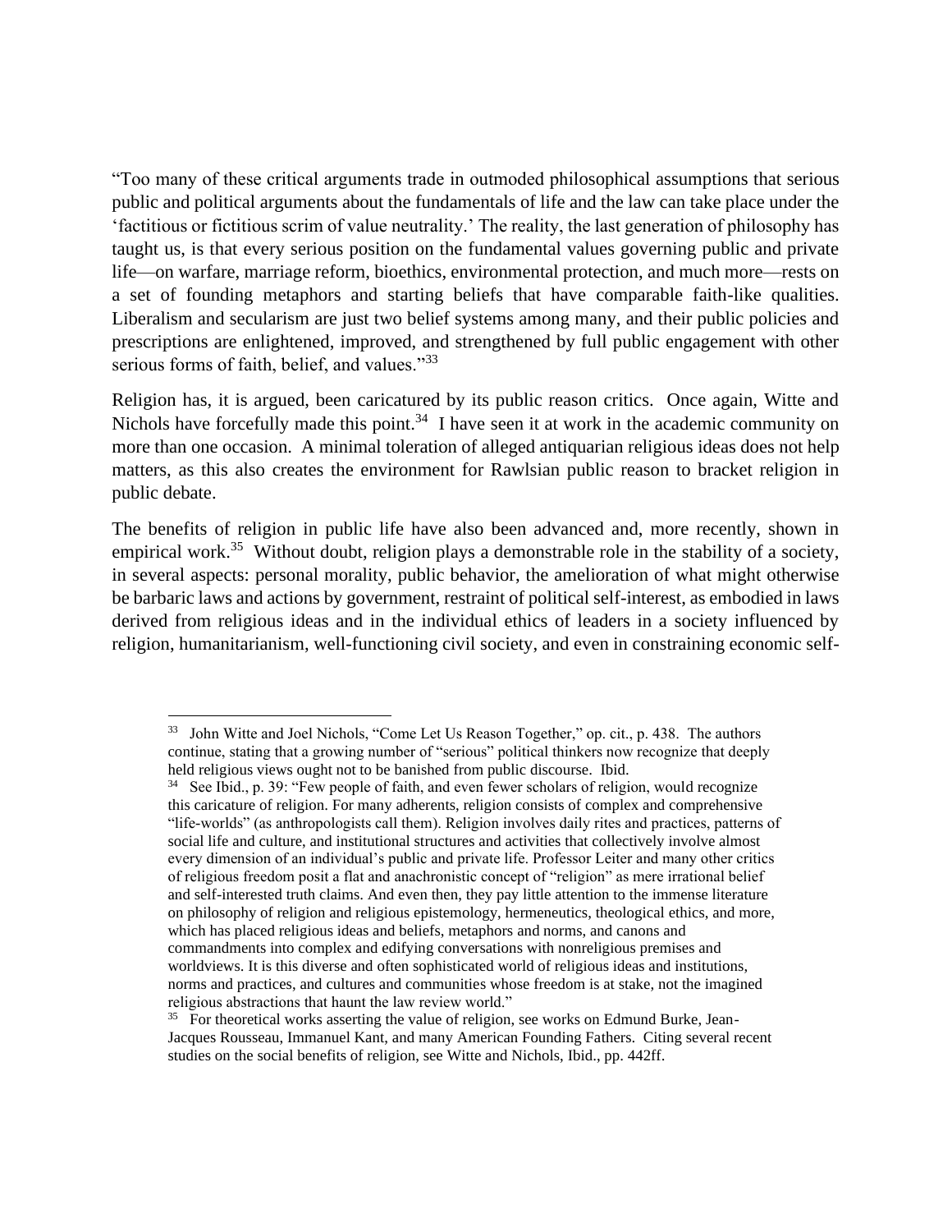"Too many of these critical arguments trade in outmoded philosophical assumptions that serious public and political arguments about the fundamentals of life and the law can take place under the 'factitious or fictitious scrim of value neutrality.' The reality, the last generation of philosophy has taught us, is that every serious position on the fundamental values governing public and private life—on warfare, marriage reform, bioethics, environmental protection, and much more—rests on a set of founding metaphors and starting beliefs that have comparable faith-like qualities. Liberalism and secularism are just two belief systems among many, and their public policies and prescriptions are enlightened, improved, and strengthened by full public engagement with other serious forms of faith, belief, and values."[33]

Religion has, it is argued, been caricatured by its public reason critics. Once again, Witte and Nichols have forcefully made this point.[34] I have seen it at work in the academic community on more than one occasion. A minimal toleration of alleged antiquarian religious ideas does not help matters, as this also creates the environment for Rawlsian public reason to bracket religion in public debate.

The benefits of religion in public life have also been advanced and, more recently, shown in empirical work.[35] Without doubt, religion plays a demonstrable role in the stability of a society, in several aspects: personal morality, public behavior, the amelioration of what might otherwise be barbaric laws and actions by government, restraint of political self-interest, as embodied in laws derived from religious ideas and in the individual ethics of leaders in a society influenced by religion, humanitarianism, well-functioning civil society, and even in constraining economic self-

---

[33] John Witte and Joel Nichols, "Come Let Us Reason Together," op. cit., p. 438. The authors continue, stating that a growing number of "serious" political thinkers now recognize that deeply held religious views ought not to be banished from public discourse. Ibid.

[34] See Ibid., p. 39: "Few people of faith, and even fewer scholars of religion, would recognize this caricature of religion. For many adherents, religion consists of complex and comprehensive "life-worlds" (as anthropologists call them). Religion involves daily rites and practices, patterns of social life and culture, and institutional structures and activities that collectively involve almost every dimension of an individual's public and private life. Professor Leiter and many other critics of religious freedom posit a flat and anachronistic concept of "religion" as mere irrational belief and self-interested truth claims. And even then, they pay little attention to the immense literature on philosophy of religion and religious epistemology, hermeneutics, theological ethics, and more, which has placed religious ideas and beliefs, metaphors and norms, and canons and commandments into complex and edifying conversations with nonreligious premises and worldviews. It is this diverse and often sophisticated world of religious ideas and institutions, norms and practices, and cultures and communities whose freedom is at stake, not the imagined religious abstractions that haunt the law review world."

[35] For theoretical works asserting the value of religion, see works on Edmund Burke, Jean-Jacques Rousseau, Immanuel Kant, and many American Founding Fathers. Citing several recent studies on the social benefits of religion, see Witte and Nichols, Ibid., pp. 442ff.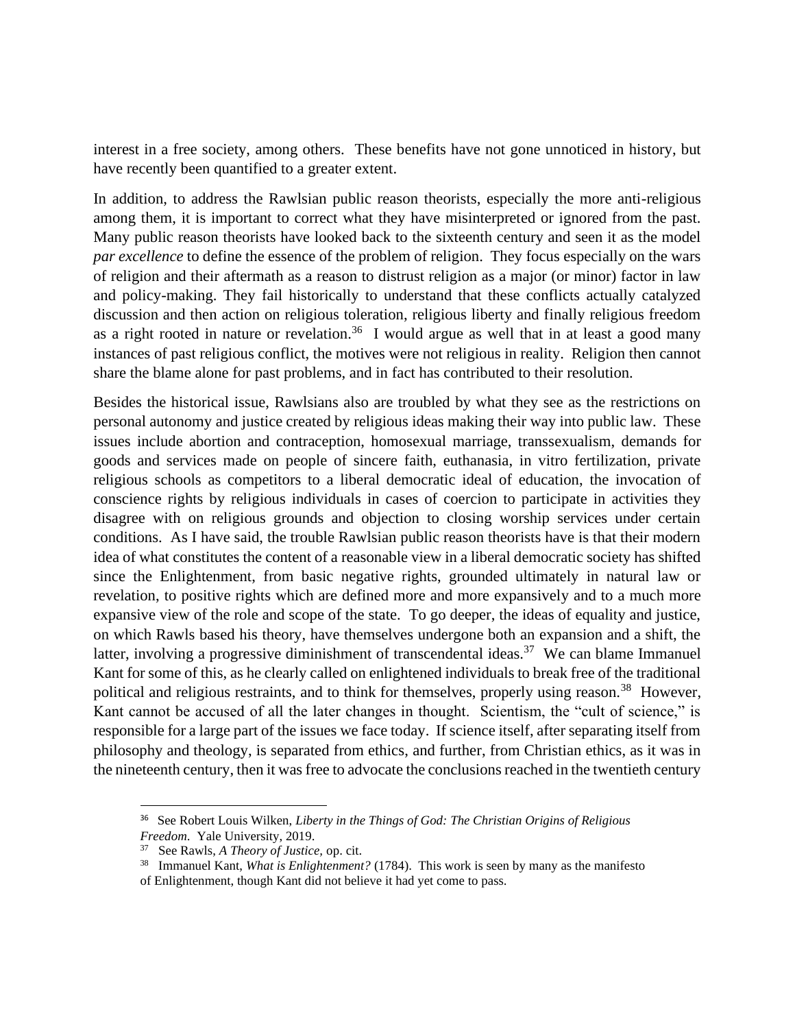interest in a free society, among others. These benefits have not gone unnoticed in history, but have recently been quantified to a greater extent.

In addition, to address the Rawlsian public reason theorists, especially the more anti-religious among them, it is important to correct what they have misinterpreted or ignored from the past. Many public reason theorists have looked back to the sixteenth century and seen it as the model *par excellence* to define the essence of the problem of religion. They focus especially on the wars of religion and their aftermath as a reason to distrust religion as a major (or minor) factor in law and policy-making. They fail historically to understand that these conflicts actually catalyzed discussion and then action on religious toleration, religious liberty and finally religious freedom as a right rooted in nature or revelation.[36] I would argue as well that in at least a good many instances of past religious conflict, the motives were not religious in reality. Religion then cannot share the blame alone for past problems, and in fact has contributed to their resolution.

Besides the historical issue, Rawlsians also are troubled by what they see as the restrictions on personal autonomy and justice created by religious ideas making their way into public law. These issues include abortion and contraception, homosexual marriage, transsexualism, demands for goods and services made on people of sincere faith, euthanasia, in vitro fertilization, private religious schools as competitors to a liberal democratic ideal of education, the invocation of conscience rights by religious individuals in cases of coercion to participate in activities they disagree with on religious grounds and objection to closing worship services under certain conditions. As I have said, the trouble Rawlsian public reason theorists have is that their modern idea of what constitutes the content of a reasonable view in a liberal democratic society has shifted since the Enlightenment, from basic negative rights, grounded ultimately in natural law or revelation, to positive rights which are defined more and more expansively and to a much more expansive view of the role and scope of the state. To go deeper, the ideas of equality and justice, on which Rawls based his theory, have themselves undergone both an expansion and a shift, the latter, involving a progressive diminishment of transcendental ideas.[37] We can blame Immanuel Kant for some of this, as he clearly called on enlightened individuals to break free of the traditional political and religious restraints, and to think for themselves, properly using reason.[38] However, Kant cannot be accused of all the later changes in thought. Scientism, the "cult of science," is responsible for a large part of the issues we face today. If science itself, after separating itself from philosophy and theology, is separated from ethics, and further, from Christian ethics, as it was in the nineteenth century, then it was free to advocate the conclusions reached in the twentieth century

[36] See Robert Louis Wilken, *Liberty in the Things of God: The Christian Origins of Religious Freedom*. Yale University, 2019.

[37] See Rawls, *A Theory of Justice*, op. cit.

[38] Immanuel Kant, *What is Enlightenment?* (1784). This work is seen by many as the manifesto of Enlightenment, though Kant did not believe it had yet come to pass.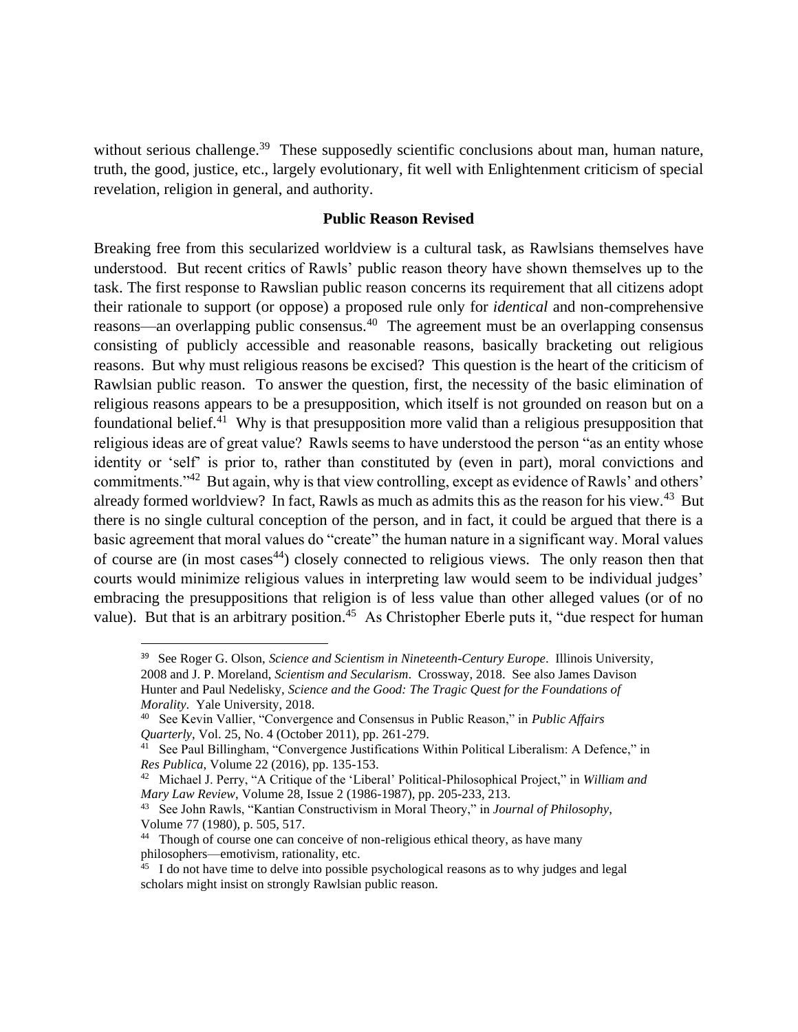without serious challenge.[39] These supposedly scientific conclusions about man, human nature, truth, the good, justice, etc., largely evolutionary, fit well with Enlightenment criticism of special revelation, religion in general, and authority.

### Public Reason Revised

Breaking free from this secularized worldview is a cultural task, as Rawlsians themselves have understood. But recent critics of Rawls' public reason theory have shown themselves up to the task. The first response to Rawslian public reason concerns its requirement that all citizens adopt their rationale to support (or oppose) a proposed rule only for *identical* and non-comprehensive reasons—an overlapping public consensus.[40] The agreement must be an overlapping consensus consisting of publicly accessible and reasonable reasons, basically bracketing out religious reasons. But why must religious reasons be excised? This question is the heart of the criticism of Rawlsian public reason. To answer the question, first, the necessity of the basic elimination of religious reasons appears to be a presupposition, which itself is not grounded on reason but on a foundational belief.[41] Why is that presupposition more valid than a religious presupposition that religious ideas are of great value? Rawls seems to have understood the person "as an entity whose identity or 'self' is prior to, rather than constituted by (even in part), moral convictions and commitments."[42] But again, why is that view controlling, except as evidence of Rawls' and others' already formed worldview? In fact, Rawls as much as admits this as the reason for his view.[43] But there is no single cultural conception of the person, and in fact, it could be argued that there is a basic agreement that moral values do "create" the human nature in a significant way. Moral values of course are (in most cases[44]) closely connected to religious views. The only reason then that courts would minimize religious values in interpreting law would seem to be individual judges' embracing the presuppositions that religion is of less value than other alleged values (or of no value). But that is an arbitrary position.[45] As Christopher Eberle puts it, "due respect for human

---

[39] See Roger G. Olson, *Science and Scientism in Nineteenth-Century Europe*. Illinois University, 2008 and J. P. Moreland, *Scientism and Secularism*. Crossway, 2018. See also James Davison Hunter and Paul Nedelisky, *Science and the Good: The Tragic Quest for the Foundations of Morality*. Yale University, 2018.

[40] See Kevin Vallier, "Convergence and Consensus in Public Reason," in *Public Affairs Quarterly*, Vol. 25, No. 4 (October 2011), pp. 261-279.

[41] See Paul Billingham, "Convergence Justifications Within Political Liberalism: A Defence," in *Res Publica*, Volume 22 (2016), pp. 135-153.

[42] Michael J. Perry, "A Critique of the 'Liberal' Political-Philosophical Project," in *William and Mary Law Review*, Volume 28, Issue 2 (1986-1987), pp. 205-233, 213.

[43] See John Rawls, "Kantian Constructivism in Moral Theory," in *Journal of Philosophy*, Volume 77 (1980), p. 505, 517.

[44] Though of course one can conceive of non-religious ethical theory, as have many philosophers—emotivism, rationality, etc.

[45] I do not have time to delve into possible psychological reasons as to why judges and legal scholars might insist on strongly Rawlsian public reason.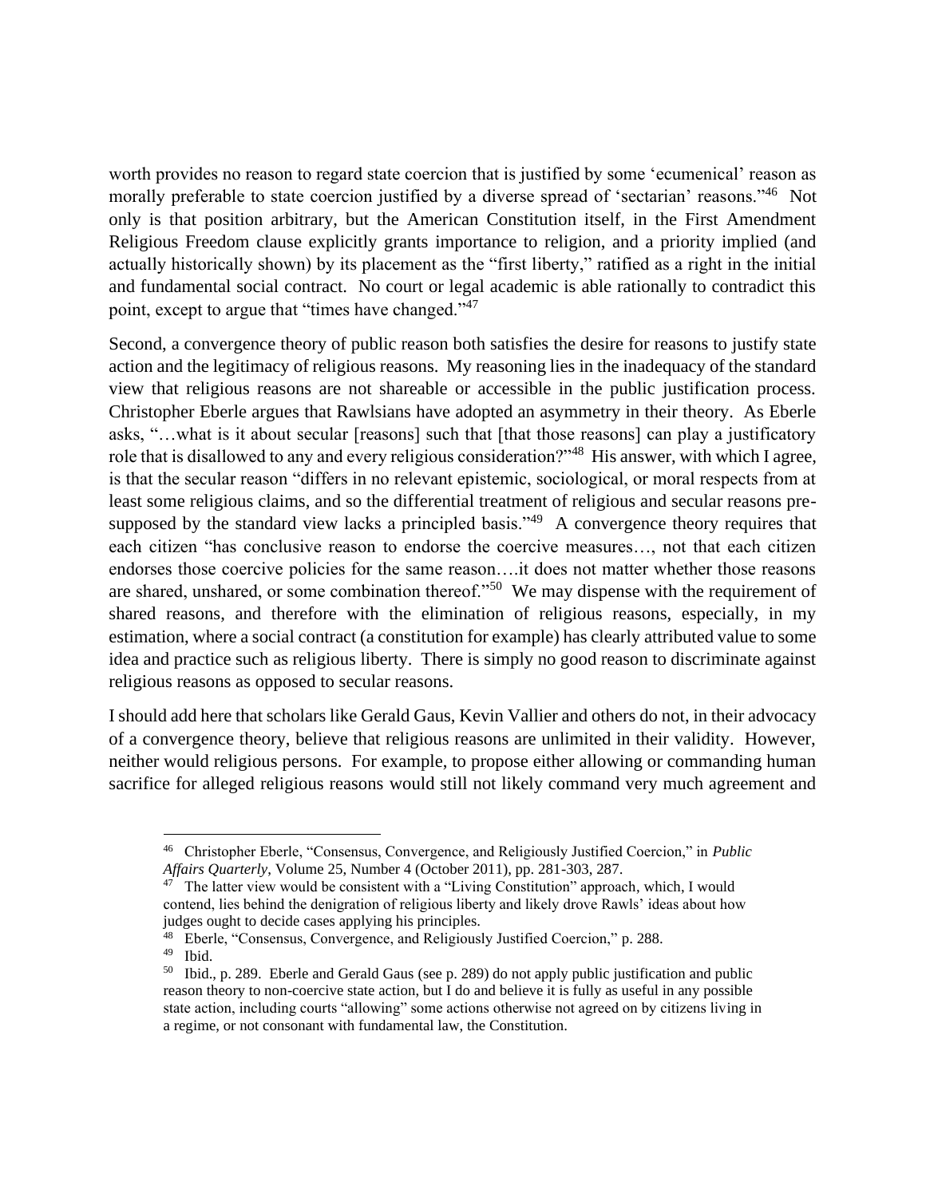worth provides no reason to regard state coercion that is justified by some 'ecumenical' reason as morally preferable to state coercion justified by a diverse spread of 'sectarian' reasons."[46] Not only is that position arbitrary, but the American Constitution itself, in the First Amendment Religious Freedom clause explicitly grants importance to religion, and a priority implied (and actually historically shown) by its placement as the "first liberty," ratified as a right in the initial and fundamental social contract. No court or legal academic is able rationally to contradict this point, except to argue that "times have changed."[47]

Second, a convergence theory of public reason both satisfies the desire for reasons to justify state action and the legitimacy of religious reasons. My reasoning lies in the inadequacy of the standard view that religious reasons are not shareable or accessible in the public justification process. Christopher Eberle argues that Rawlsians have adopted an asymmetry in their theory. As Eberle asks, "…what is it about secular [reasons] such that [that those reasons] can play a justificatory role that is disallowed to any and every religious consideration?"[48] His answer, with which I agree, is that the secular reason "differs in no relevant epistemic, sociological, or moral respects from at least some religious claims, and so the differential treatment of religious and secular reasons presupposed by the standard view lacks a principled basis."[49] A convergence theory requires that each citizen "has conclusive reason to endorse the coercive measures…, not that each citizen endorses those coercive policies for the same reason….it does not matter whether those reasons are shared, unshared, or some combination thereof."[50] We may dispense with the requirement of shared reasons, and therefore with the elimination of religious reasons, especially, in my estimation, where a social contract (a constitution for example) has clearly attributed value to some idea and practice such as religious liberty. There is simply no good reason to discriminate against religious reasons as opposed to secular reasons.

I should add here that scholars like Gerald Gaus, Kevin Vallier and others do not, in their advocacy of a convergence theory, believe that religious reasons are unlimited in their validity. However, neither would religious persons. For example, to propose either allowing or commanding human sacrifice for alleged religious reasons would still not likely command very much agreement and

---

[46] Christopher Eberle, "Consensus, Convergence, and Religiously Justified Coercion," in *Public Affairs Quarterly*, Volume 25, Number 4 (October 2011), pp. 281-303, 287.

[47] The latter view would be consistent with a "Living Constitution" approach, which, I would contend, lies behind the denigration of religious liberty and likely drove Rawls' ideas about how judges ought to decide cases applying his principles.

[48] Eberle, "Consensus, Convergence, and Religiously Justified Coercion," p. 288.

[49] Ibid.

[50] Ibid., p. 289. Eberle and Gerald Gaus (see p. 289) do not apply public justification and public reason theory to non-coercive state action, but I do and believe it is fully as useful in any possible state action, including courts "allowing" some actions otherwise not agreed on by citizens living in a regime, or not consonant with fundamental law, the Constitution.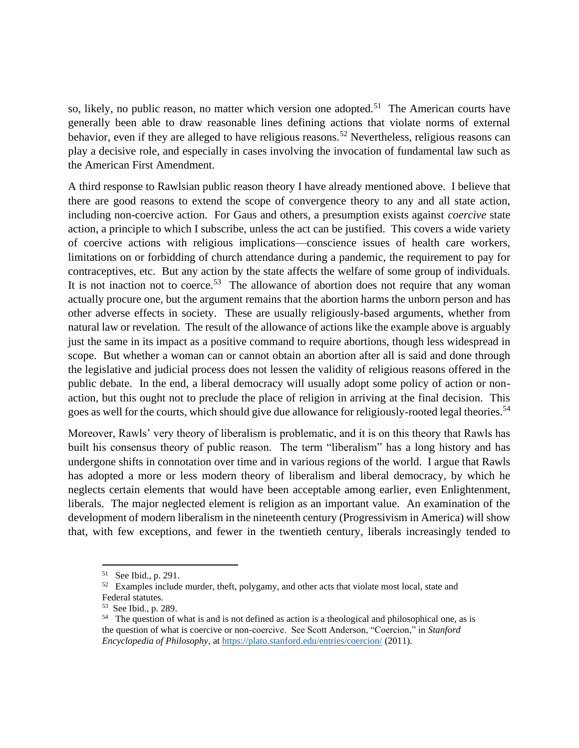so, likely, no public reason, no matter which version one adopted.[51] The American courts have generally been able to draw reasonable lines defining actions that violate norms of external behavior, even if they are alleged to have religious reasons.[52] Nevertheless, religious reasons can play a decisive role, and especially in cases involving the invocation of fundamental law such as the American First Amendment.

A third response to Rawlsian public reason theory I have already mentioned above. I believe that there are good reasons to extend the scope of convergence theory to any and all state action, including non-coercive action. For Gaus and others, a presumption exists against *coercive* state action, a principle to which I subscribe, unless the act can be justified. This covers a wide variety of coercive actions with religious implications—conscience issues of health care workers, limitations on or forbidding of church attendance during a pandemic, the requirement to pay for contraceptives, etc. But any action by the state affects the welfare of some group of individuals. It is not inaction not to coerce.[53] The allowance of abortion does not require that any woman actually procure one, but the argument remains that the abortion harms the unborn person and has other adverse effects in society. These are usually religiously-based arguments, whether from natural law or revelation. The result of the allowance of actions like the example above is arguably just the same in its impact as a positive command to require abortions, though less widespread in scope. But whether a woman can or cannot obtain an abortion after all is said and done through the legislative and judicial process does not lessen the validity of religious reasons offered in the public debate. In the end, a liberal democracy will usually adopt some policy of action or non-action, but this ought not to preclude the place of religion in arriving at the final decision. This goes as well for the courts, which should give due allowance for religiously-rooted legal theories.[54]

Moreover, Rawls' very theory of liberalism is problematic, and it is on this theory that Rawls has built his consensus theory of public reason. The term "liberalism" has a long history and has undergone shifts in connotation over time and in various regions of the world. I argue that Rawls has adopted a more or less modern theory of liberalism and liberal democracy, by which he neglects certain elements that would have been acceptable among earlier, even Enlightenment, liberals. The major neglected element is religion as an important value. An examination of the development of modern liberalism in the nineteenth century (Progressivism in America) will show that, with few exceptions, and fewer in the twentieth century, liberals increasingly tended to

---

[51] See Ibid., p. 291.

[52] Examples include murder, theft, polygamy, and other acts that violate most local, state and Federal statutes.

[53] See Ibid., p. 289.

[54] The question of what is and is not defined as action is a theological and philosophical one, as is the question of what is coercive or non-coercive. See Scott Anderson, "Coercion," in *Stanford Encyclopedia of Philosophy*, at https://plato.stanford.edu/entries/coercion/ (2011).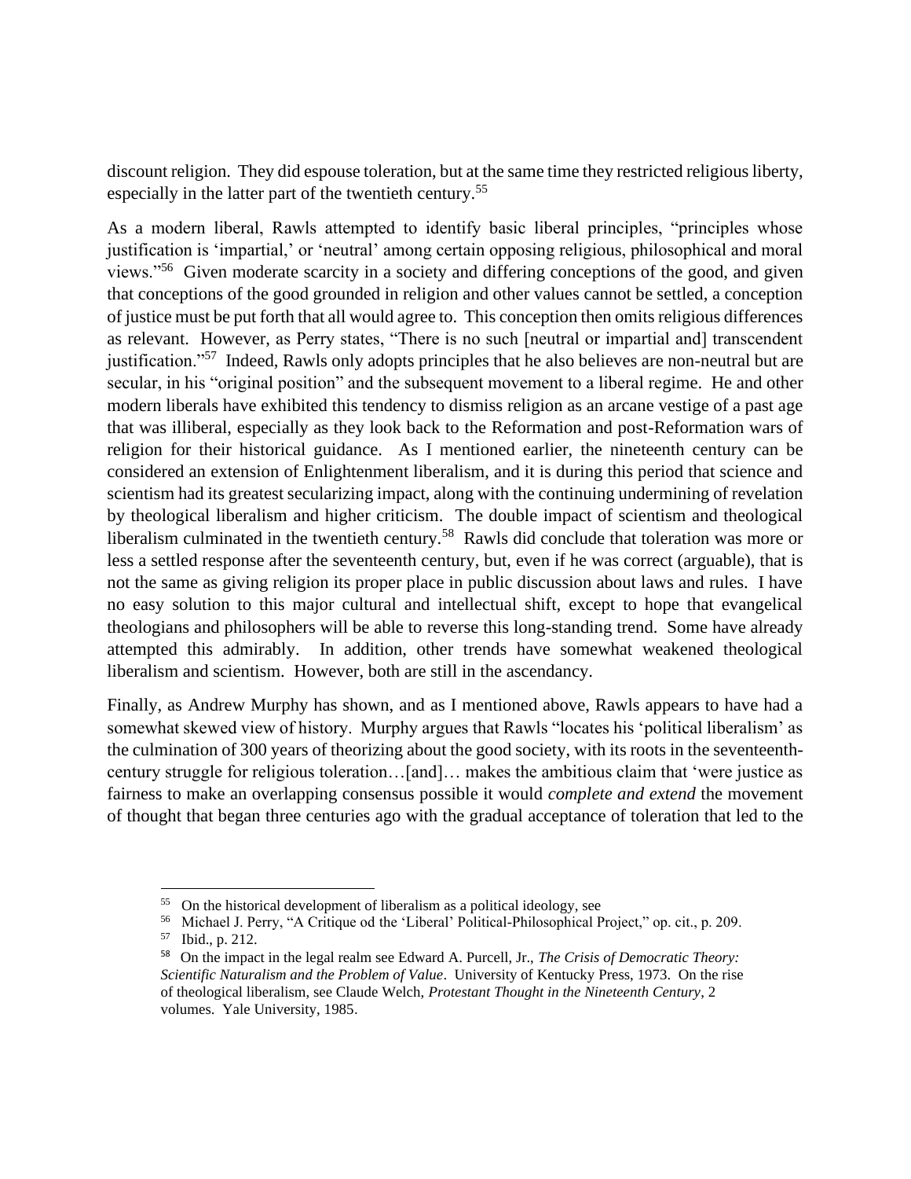discount religion. They did espouse toleration, but at the same time they restricted religious liberty, especially in the latter part of the twentieth century.[55]

As a modern liberal, Rawls attempted to identify basic liberal principles, "principles whose justification is 'impartial,' or 'neutral' among certain opposing religious, philosophical and moral views."[56] Given moderate scarcity in a society and differing conceptions of the good, and given that conceptions of the good grounded in religion and other values cannot be settled, a conception of justice must be put forth that all would agree to. This conception then omits religious differences as relevant. However, as Perry states, "There is no such [neutral or impartial and] transcendent justification."[57] Indeed, Rawls only adopts principles that he also believes are non-neutral but are secular, in his "original position" and the subsequent movement to a liberal regime. He and other modern liberals have exhibited this tendency to dismiss religion as an arcane vestige of a past age that was illiberal, especially as they look back to the Reformation and post-Reformation wars of religion for their historical guidance. As I mentioned earlier, the nineteenth century can be considered an extension of Enlightenment liberalism, and it is during this period that science and scientism had its greatest secularizing impact, along with the continuing undermining of revelation by theological liberalism and higher criticism. The double impact of scientism and theological liberalism culminated in the twentieth century.[58] Rawls did conclude that toleration was more or less a settled response after the seventeenth century, but, even if he was correct (arguable), that is not the same as giving religion its proper place in public discussion about laws and rules. I have no easy solution to this major cultural and intellectual shift, except to hope that evangelical theologians and philosophers will be able to reverse this long-standing trend. Some have already attempted this admirably. In addition, other trends have somewhat weakened theological liberalism and scientism. However, both are still in the ascendancy.

Finally, as Andrew Murphy has shown, and as I mentioned above, Rawls appears to have had a somewhat skewed view of history. Murphy argues that Rawls "locates his 'political liberalism' as the culmination of 300 years of theorizing about the good society, with its roots in the seventeenth-century struggle for religious toleration…[and]… makes the ambitious claim that 'were justice as fairness to make an overlapping consensus possible it would *complete and extend* the movement of thought that began three centuries ago with the gradual acceptance of toleration that led to the

---

[55] On the historical development of liberalism as a political ideology, see

[56] Michael J. Perry, "A Critique od the 'Liberal' Political-Philosophical Project," op. cit., p. 209.

[57] Ibid., p. 212.

[58] On the impact in the legal realm see Edward A. Purcell, Jr., *The Crisis of Democratic Theory: Scientific Naturalism and the Problem of Value*. University of Kentucky Press, 1973. On the rise of theological liberalism, see Claude Welch, *Protestant Thought in the Nineteenth Century*, 2 volumes. Yale University, 1985.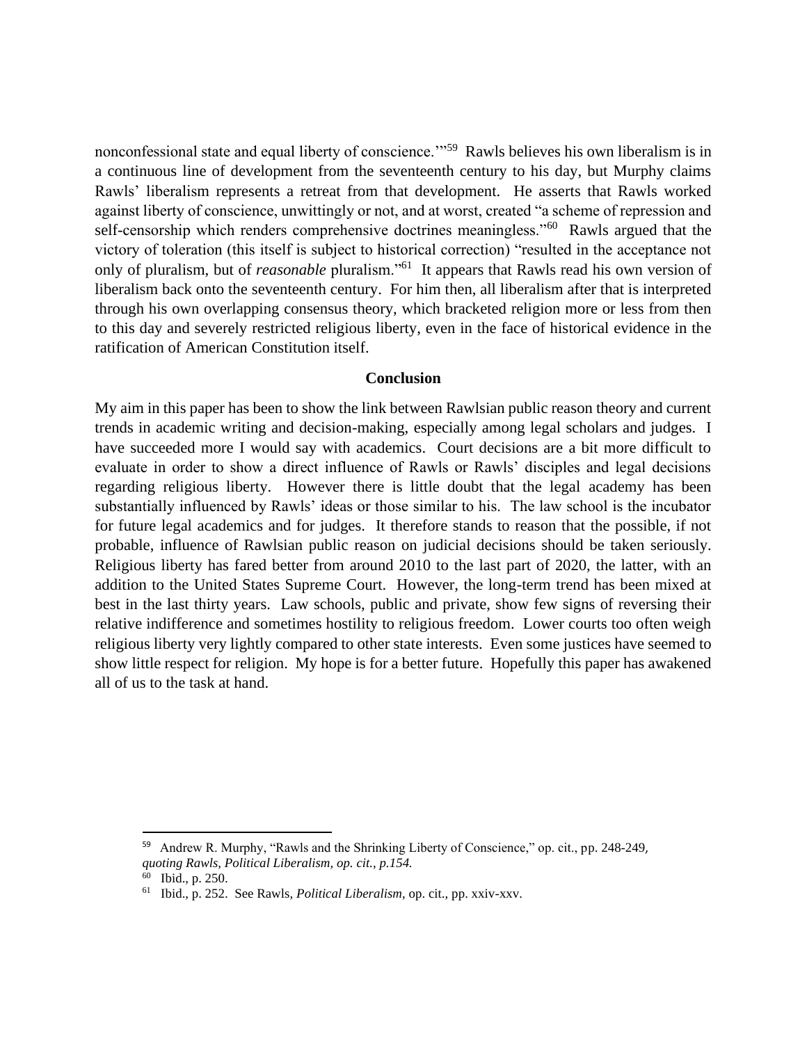nonconfessional state and equal liberty of conscience.'"[59] Rawls believes his own liberalism is in a continuous line of development from the seventeenth century to his day, but Murphy claims Rawls' liberalism represents a retreat from that development. He asserts that Rawls worked against liberty of conscience, unwittingly or not, and at worst, created "a scheme of repression and self-censorship which renders comprehensive doctrines meaningless."[60] Rawls argued that the victory of toleration (this itself is subject to historical correction) "resulted in the acceptance not only of pluralism, but of *reasonable* pluralism."[61] It appears that Rawls read his own version of liberalism back onto the seventeenth century. For him then, all liberalism after that is interpreted through his own overlapping consensus theory, which bracketed religion more or less from then to this day and severely restricted religious liberty, even in the face of historical evidence in the ratification of American Constitution itself.

## Conclusion

My aim in this paper has been to show the link between Rawlsian public reason theory and current trends in academic writing and decision-making, especially among legal scholars and judges. I have succeeded more I would say with academics. Court decisions are a bit more difficult to evaluate in order to show a direct influence of Rawls or Rawls' disciples and legal decisions regarding religious liberty. However there is little doubt that the legal academy has been substantially influenced by Rawls' ideas or those similar to his. The law school is the incubator for future legal academics and for judges. It therefore stands to reason that the possible, if not probable, influence of Rawlsian public reason on judicial decisions should be taken seriously. Religious liberty has fared better from around 2010 to the last part of 2020, the latter, with an addition to the United States Supreme Court. However, the long-term trend has been mixed at best in the last thirty years. Law schools, public and private, show few signs of reversing their relative indifference and sometimes hostility to religious freedom. Lower courts too often weigh religious liberty very lightly compared to other state interests. Even some justices have seemed to show little respect for religion. My hope is for a better future. Hopefully this paper has awakened all of us to the task at hand.

---

[59] Andrew R. Murphy, "Rawls and the Shrinking Liberty of Conscience," op. cit., pp. 248-249, *quoting Rawls, Political Liberalism, op. cit., p.154.*

[60] Ibid., p. 250.

[61] Ibid., p. 252. See Rawls, *Political Liberalism*, op. cit., pp. xxiv-xxv.